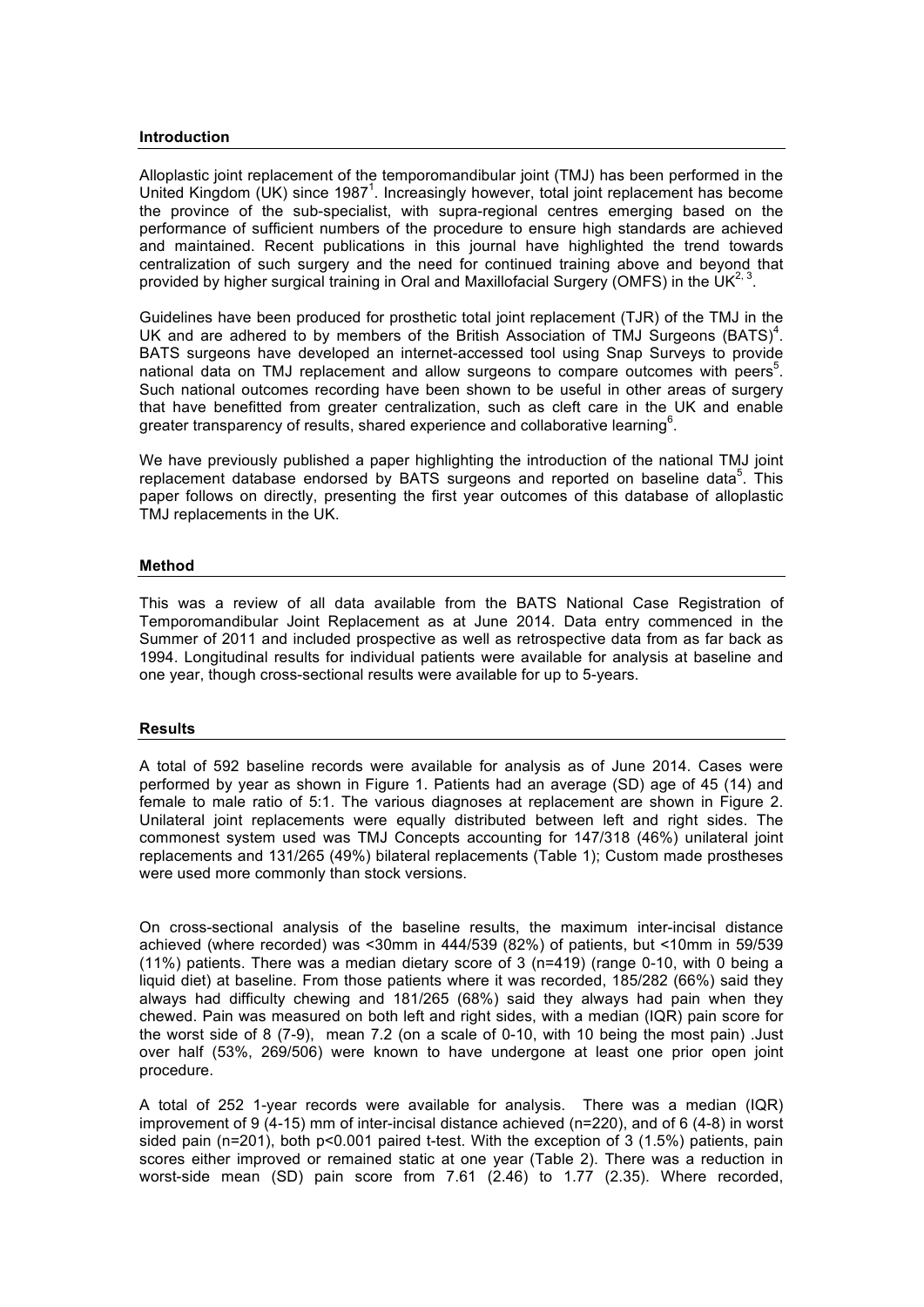## Introduction

Alloplastic joint replacement of the temporomandibular joint (TMJ) has been performed in the United Kingdom (UK) since 1987[1]. Increasingly however, total joint replacement has become the province of the sub-specialist, with supra-regional centres emerging based on the performance of sufficient numbers of the procedure to ensure high standards are achieved and maintained. Recent publications in this journal have highlighted the trend towards centralization of such surgery and the need for continued training above and beyond that provided by higher surgical training in Oral and Maxillofacial Surgery (OMFS) in the UK[2, 3].

Guidelines have been produced for prosthetic total joint replacement (TJR) of the TMJ in the UK and are adhered to by members of the British Association of TMJ Surgeons (BATS)[4]. BATS surgeons have developed an internet-accessed tool using Snap Surveys to provide national data on TMJ replacement and allow surgeons to compare outcomes with peers[5]. Such national outcomes recording have been shown to be useful in other areas of surgery that have benefitted from greater centralization, such as cleft care in the UK and enable greater transparency of results, shared experience and collaborative learning[6].

We have previously published a paper highlighting the introduction of the national TMJ joint replacement database endorsed by BATS surgeons and reported on baseline data[5]. This paper follows on directly, presenting the first year outcomes of this database of alloplastic TMJ replacements in the UK.

## Method

This was a review of all data available from the BATS National Case Registration of Temporomandibular Joint Replacement as at June 2014. Data entry commenced in the Summer of 2011 and included prospective as well as retrospective data from as far back as 1994. Longitudinal results for individual patients were available for analysis at baseline and one year, though cross-sectional results were available for up to 5-years.

## Results

A total of 592 baseline records were available for analysis as of June 2014. Cases were performed by year as shown in Figure 1. Patients had an average (SD) age of 45 (14) and female to male ratio of 5:1. The various diagnoses at replacement are shown in Figure 2. Unilateral joint replacements were equally distributed between left and right sides. The commonest system used was TMJ Concepts accounting for 147/318 (46%) unilateral joint replacements and 131/265 (49%) bilateral replacements (Table 1); Custom made prostheses were used more commonly than stock versions.

On cross-sectional analysis of the baseline results, the maximum inter-incisal distance achieved (where recorded) was <30mm in 444/539 (82%) of patients, but <10mm in 59/539 (11%) patients. There was a median dietary score of 3 (n=419) (range 0-10, with 0 being a liquid diet) at baseline. From those patients where it was recorded, 185/282 (66%) said they always had difficulty chewing and 181/265 (68%) said they always had pain when they chewed. Pain was measured on both left and right sides, with a median (IQR) pain score for the worst side of 8 (7-9), mean 7.2 (on a scale of 0-10, with 10 being the most pain) .Just over half (53%, 269/506) were known to have undergone at least one prior open joint procedure.

A total of 252 1-year records were available for analysis. There was a median (IQR) improvement of 9 (4-15) mm of inter-incisal distance achieved (n=220), and of 6 (4-8) in worst sided pain (n=201), both $p<0.001$ paired t-test. With the exception of 3 (1.5%) patients, pain scores either improved or remained static at one year (Table 2). There was a reduction in worst-side mean (SD) pain score from 7.61 (2.46) to 1.77 (2.35). Where recorded,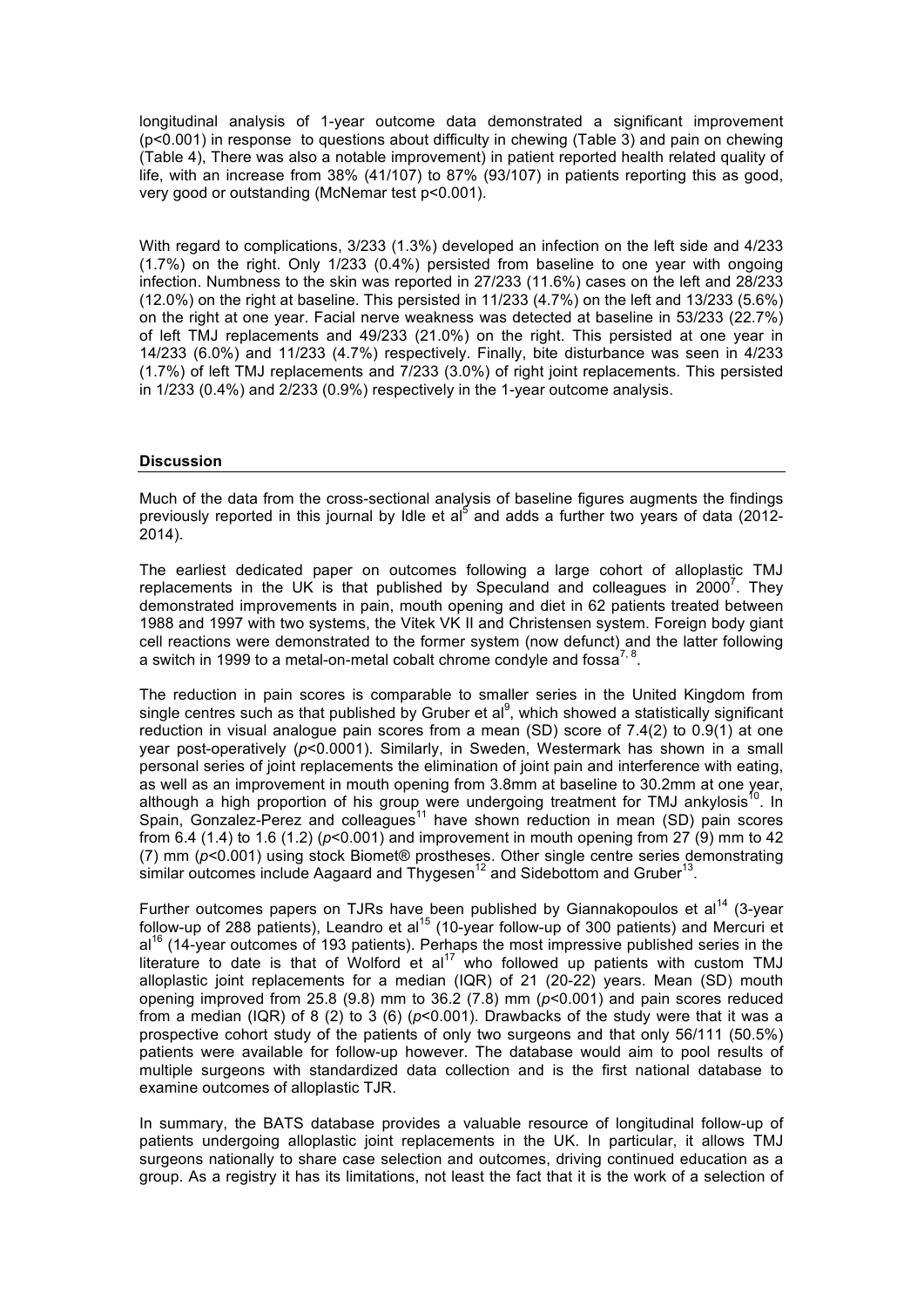longitudinal analysis of 1-year outcome data demonstrated a significant improvement ($p<0.001$) in response to questions about difficulty in chewing (Table 3) and pain on chewing (Table 4), There was also a notable improvement) in patient reported health related quality of life, with an increase from 38% (41/107) to 87% (93/107) in patients reporting this as good, very good or outstanding (McNemar test $p<0.001$).

With regard to complications, 3/233 (1.3%) developed an infection on the left side and 4/233 (1.7%) on the right. Only 1/233 (0.4%) persisted from baseline to one year with ongoing infection. Numbness to the skin was reported in 27/233 (11.6%) cases on the left and 28/233 (12.0%) on the right at baseline. This persisted in 11/233 (4.7%) on the left and 13/233 (5.6%) on the right at one year. Facial nerve weakness was detected at baseline in 53/233 (22.7%) of left TMJ replacements and 49/233 (21.0%) on the right. This persisted at one year in 14/233 (6.0%) and 11/233 (4.7%) respectively. Finally, bite disturbance was seen in 4/233 (1.7%) of left TMJ replacements and 7/233 (3.0%) of right joint replacements. This persisted in 1/233 (0.4%) and 2/233 (0.9%) respectively in the 1-year outcome analysis.

## Discussion

Much of the data from the cross-sectional analysis of baseline figures augments the findings previously reported in this journal by Idle et al[5] and adds a further two years of data (2012-2014).

The earliest dedicated paper on outcomes following a large cohort of alloplastic TMJ replacements in the UK is that published by Speculand and colleagues in 2000[7]. They demonstrated improvements in pain, mouth opening and diet in 62 patients treated between 1988 and 1997 with two systems, the Vitek VK II and Christensen system. Foreign body giant cell reactions were demonstrated to the former system (now defunct) and the latter following a switch in 1999 to a metal-on-metal cobalt chrome condyle and fossa[7, 8].

The reduction in pain scores is comparable to smaller series in the United Kingdom from single centres such as that published by Gruber et al[9], which showed a statistically significant reduction in visual analogue pain scores from a mean (SD) score of 7.4(2) to 0.9(1) at one year post-operatively (*p*<0.0001). Similarly, in Sweden, Westermark has shown in a small personal series of joint replacements the elimination of joint pain and interference with eating, as well as an improvement in mouth opening from 3.8mm at baseline to 30.2mm at one year, although a high proportion of his group were undergoing treatment for TMJ ankylosis[10]. In Spain, Gonzalez-Perez and colleagues[11] have shown reduction in mean (SD) pain scores from 6.4 (1.4) to 1.6 (1.2) (*p*<0.001) and improvement in mouth opening from 27 (9) mm to 42 (7) mm (*p*<0.001) using stock Biomet® prostheses. Other single centre series demonstrating similar outcomes include Aagaard and Thygesen[12] and Sidebottom and Gruber[13].

Further outcomes papers on TJRs have been published by Giannakopoulos et al[14] (3-year follow-up of 288 patients), Leandro et al[15] (10-year follow-up of 300 patients) and Mercuri et al[16] (14-year outcomes of 193 patients). Perhaps the most impressive published series in the literature to date is that of Wolford et al[17] who followed up patients with custom TMJ alloplastic joint replacements for a median (IQR) of 21 (20-22) years. Mean (SD) mouth opening improved from 25.8 (9.8) mm to 36.2 (7.8) mm (*p*<0.001) and pain scores reduced from a median (IQR) of 8 (2) to 3 (6) (*p*<0.001). Drawbacks of the study were that it was a prospective cohort study of the patients of only two surgeons and that only 56/111 (50.5%) patients were available for follow-up however. The database would aim to pool results of multiple surgeons with standardized data collection and is the first national database to examine outcomes of alloplastic TJR.

In summary, the BATS database provides a valuable resource of longitudinal follow-up of patients undergoing alloplastic joint replacements in the UK. In particular, it allows TMJ surgeons nationally to share case selection and outcomes, driving continued education as a group. As a registry it has its limitations, not least the fact that it is the work of a selection of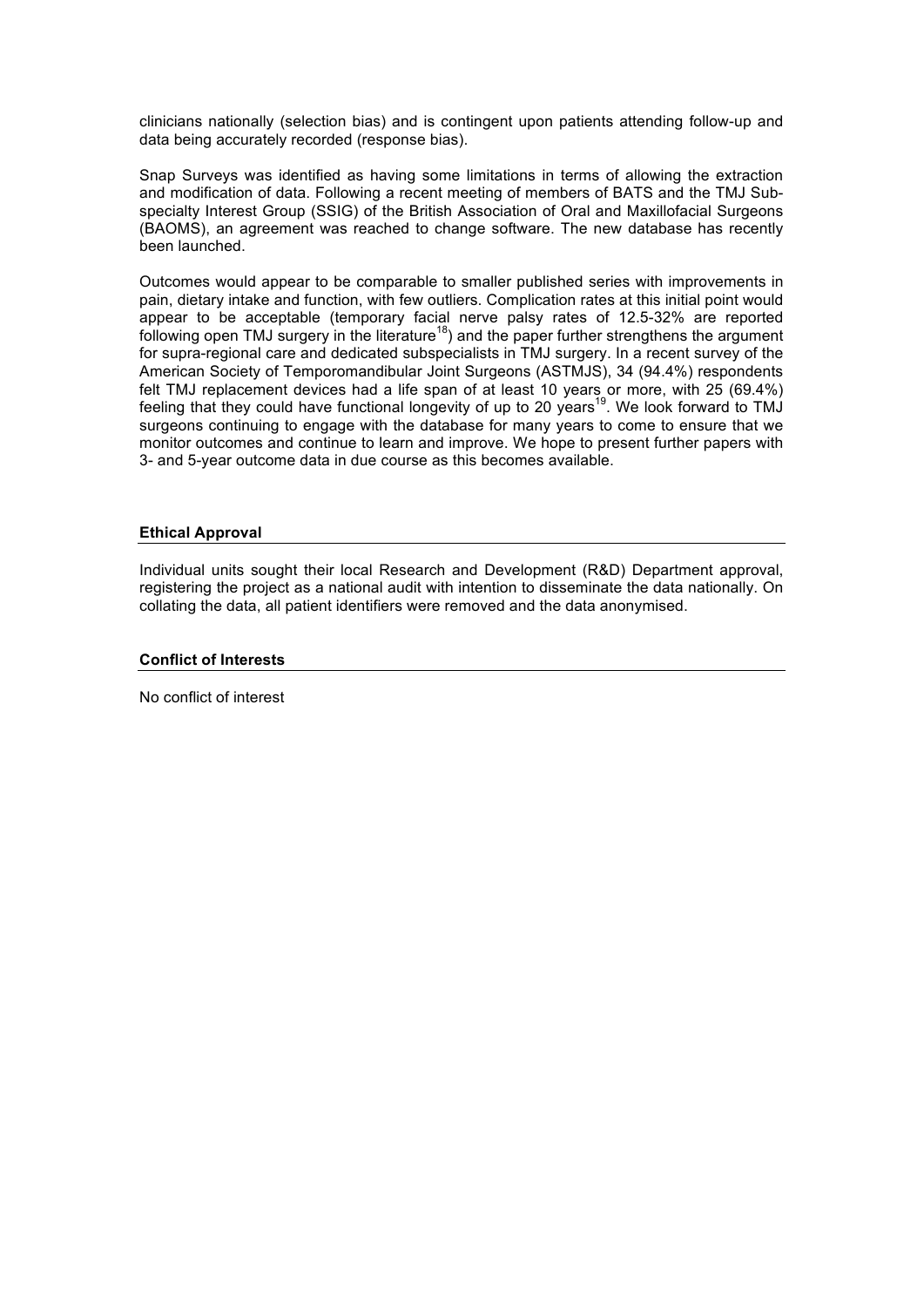clinicians nationally (selection bias) and is contingent upon patients attending follow-up and data being accurately recorded (response bias).

Snap Surveys was identified as having some limitations in terms of allowing the extraction and modification of data. Following a recent meeting of members of BATS and the TMJ Sub-specialty Interest Group (SSIG) of the British Association of Oral and Maxillofacial Surgeons (BAOMS), an agreement was reached to change software. The new database has recently been launched.

Outcomes would appear to be comparable to smaller published series with improvements in pain, dietary intake and function, with few outliers. Complication rates at this initial point would appear to be acceptable (temporary facial nerve palsy rates of 12.5-32% are reported following open TMJ surgery in the literature[18]) and the paper further strengthens the argument for supra-regional care and dedicated subspecialists in TMJ surgery. In a recent survey of the American Society of Temporomandibular Joint Surgeons (ASTMJS), 34 (94.4%) respondents felt TMJ replacement devices had a life span of at least 10 years or more, with 25 (69.4%) feeling that they could have functional longevity of up to 20 years[19]. We look forward to TMJ surgeons continuing to engage with the database for many years to come to ensure that we monitor outcomes and continue to learn and improve. We hope to present further papers with 3- and 5-year outcome data in due course as this becomes available.

## Ethical Approval

Individual units sought their local Research and Development (R&D) Department approval, registering the project as a national audit with intention to disseminate the data nationally. On collating the data, all patient identifiers were removed and the data anonymised.

## Conflict of Interests

No conflict of interest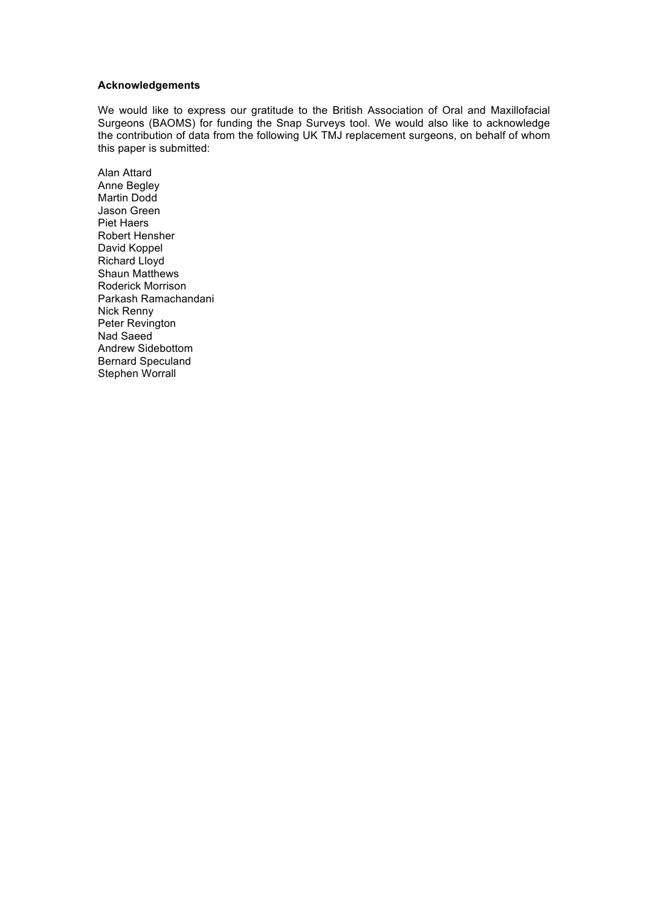**Acknowledgements**

We would like to express our gratitude to the British Association of Oral and Maxillofacial Surgeons (BAOMS) for funding the Snap Surveys tool. We would also like to acknowledge the contribution of data from the following UK TMJ replacement surgeons, on behalf of whom this paper is submitted:

Alan Attard
Anne Begley
Martin Dodd
Jason Green
Piet Haers
Robert Hensher
David Koppel
Richard Lloyd
Shaun Matthews
Roderick Morrison
Parkash Ramachandani
Nick Renny
Peter Revington
Nad Saeed
Andrew Sidebottom
Bernard Speculand
Stephen Worrall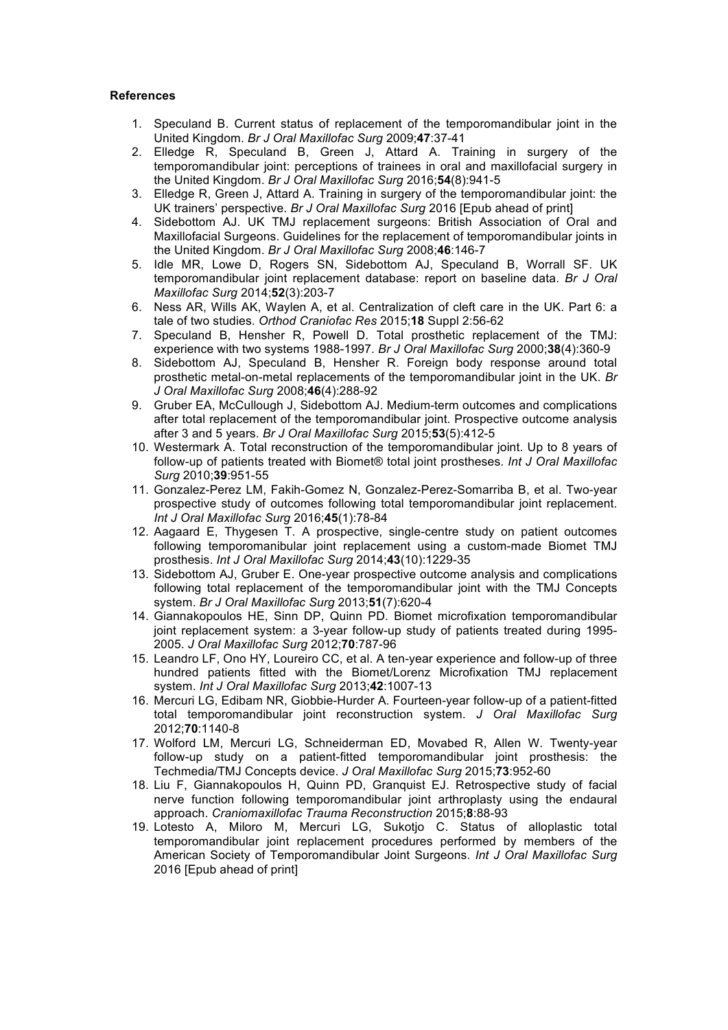**References**

1. Speculand B. Current status of replacement of the temporomandibular joint in the United Kingdom. *Br J Oral Maxillofac Surg* 2009;**47**:37-41
2. Elledge R, Speculand B, Green J, Attard A. Training in surgery of the temporomandibular joint: perceptions of trainees in oral and maxillofacial surgery in the United Kingdom. *Br J Oral Maxillofac Surg* 2016;**54**(8):941-5
3. Elledge R, Green J, Attard A. Training in surgery of the temporomandibular joint: the UK trainers' perspective. *Br J Oral Maxillofac Surg* 2016 [Epub ahead of print]
4. Sidebottom AJ. UK TMJ replacement surgeons: British Association of Oral and Maxillofacial Surgeons. Guidelines for the replacement of temporomandibular joints in the United Kingdom. *Br J Oral Maxillofac Surg* 2008;**46**:146-7
5. Idle MR, Lowe D, Rogers SN, Sidebottom AJ, Speculand B, Worrall SF. UK temporomandibular joint replacement database: report on baseline data. *Br J Oral Maxillofac Surg* 2014;**52**(3):203-7
6. Ness AR, Wills AK, Waylen A, et al. Centralization of cleft care in the UK. Part 6: a tale of two studies. *Orthod Craniofac Res* 2015;**18** Suppl 2:56-62
7. Speculand B, Hensher R, Powell D. Total prosthetic replacement of the TMJ: experience with two systems 1988-1997. *Br J Oral Maxillofac Surg* 2000;**38**(4):360-9
8. Sidebottom AJ, Speculand B, Hensher R. Foreign body response around total prosthetic metal-on-metal replacements of the temporomandibular joint in the UK. *Br J Oral Maxillofac Surg* 2008;**46**(4):288-92
9. Gruber EA, McCullough J, Sidebottom AJ. Medium-term outcomes and complications after total replacement of the temporomandibular joint. Prospective outcome analysis after 3 and 5 years. *Br J Oral Maxillofac Surg* 2015;**53**(5):412-5
10. Westermark A. Total reconstruction of the temporomandibular joint. Up to 8 years of follow-up of patients treated with Biomet® total joint prostheses. *Int J Oral Maxillofac Surg* 2010;**39**:951-55
11. Gonzalez-Perez LM, Fakih-Gomez N, Gonzalez-Perez-Somarriba B, et al. Two-year prospective study of outcomes following total temporomandibular joint replacement. *Int J Oral Maxillofac Surg* 2016;**45**(1):78-84
12. Aagaard E, Thygesen T. A prospective, single-centre study on patient outcomes following temporomanibular joint replacement using a custom-made Biomet TMJ prosthesis. *Int J Oral Maxillofac Surg* 2014;**43**(10):1229-35
13. Sidebottom AJ, Gruber E. One-year prospective outcome analysis and complications following total replacement of the temporomandibular joint with the TMJ Concepts system. *Br J Oral Maxillofac Surg* 2013;**51**(7):620-4
14. Giannakopoulos HE, Sinn DP, Quinn PD. Biomet microfixation temporomandibular joint replacement system: a 3-year follow-up study of patients treated during 1995-2005. *J Oral Maxillofac Surg* 2012;**70**:787-96
15. Leandro LF, Ono HY, Loureiro CC, et al. A ten-year experience and follow-up of three hundred patients fitted with the Biomet/Lorenz Microfixation TMJ replacement system. *Int J Oral Maxillofac Surg* 2013;**42**:1007-13
16. Mercuri LG, Edibam NR, Giobbie-Hurder A. Fourteen-year follow-up of a patient-fitted total temporomandibular joint reconstruction system. *J Oral Maxillofac Surg* 2012;**70**:1140-8
17. Wolford LM, Mercuri LG, Schneiderman ED, Movabed R, Allen W. Twenty-year follow-up study on a patient-fitted temporomandibular joint prosthesis: the Techmedia/TMJ Concepts device. *J Oral Maxillofac Surg* 2015;**73**:952-60
18. Liu F, Giannakopoulos H, Quinn PD, Granquist EJ. Retrospective study of facial nerve function following temporomandibular joint arthroplasty using the endaural approach. *Craniomaxillofac Trauma Reconstruction* 2015;**8**:88-93
19. Lotesto A, Miloro M, Mercuri LG, Sukotjo C. Status of alloplastic total temporomandibular joint replacement procedures performed by members of the American Society of Temporomandibular Joint Surgeons. *Int J Oral Maxillofac Surg* 2016 [Epub ahead of print]